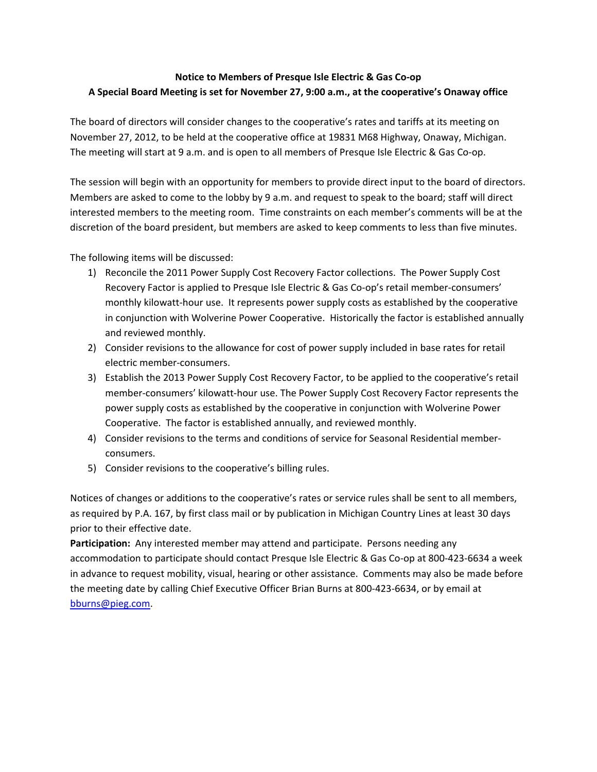**Notice to Members of Presque Isle Electric & Gas Co-op**

**A Special Board Meeting is set for November 27, 9:00 a.m., at the cooperative's Onaway office**

The board of directors will consider changes to the cooperative's rates and tariffs at its meeting on November 27, 2012, to be held at the cooperative office at 19831 M68 Highway, Onaway, Michigan. The meeting will start at 9 a.m. and is open to all members of Presque Isle Electric & Gas Co-op.

The session will begin with an opportunity for members to provide direct input to the board of directors. Members are asked to come to the lobby by 9 a.m. and request to speak to the board; staff will direct interested members to the meeting room. Time constraints on each member's comments will be at the discretion of the board president, but members are asked to keep comments to less than five minutes.

The following items will be discussed:

1) Reconcile the 2011 Power Supply Cost Recovery Factor collections. The Power Supply Cost Recovery Factor is applied to Presque Isle Electric & Gas Co-op's retail member-consumers' monthly kilowatt-hour use. It represents power supply costs as established by the cooperative in conjunction with Wolverine Power Cooperative. Historically the factor is established annually and reviewed monthly.
2) Consider revisions to the allowance for cost of power supply included in base rates for retail electric member-consumers.
3) Establish the 2013 Power Supply Cost Recovery Factor, to be applied to the cooperative's retail member-consumers' kilowatt-hour use. The Power Supply Cost Recovery Factor represents the power supply costs as established by the cooperative in conjunction with Wolverine Power Cooperative. The factor is established annually, and reviewed monthly.
4) Consider revisions to the terms and conditions of service for Seasonal Residential member-consumers.
5) Consider revisions to the cooperative's billing rules.

Notices of changes or additions to the cooperative's rates or service rules shall be sent to all members, as required by P.A. 167, by first class mail or by publication in Michigan Country Lines at least 30 days prior to their effective date.

**Participation:** Any interested member may attend and participate. Persons needing any accommodation to participate should contact Presque Isle Electric & Gas Co-op at 800-423-6634 a week in advance to request mobility, visual, hearing or other assistance. Comments may also be made before the meeting date by calling Chief Executive Officer Brian Burns at 800-423-6634, or by email at bburns@pieg.com.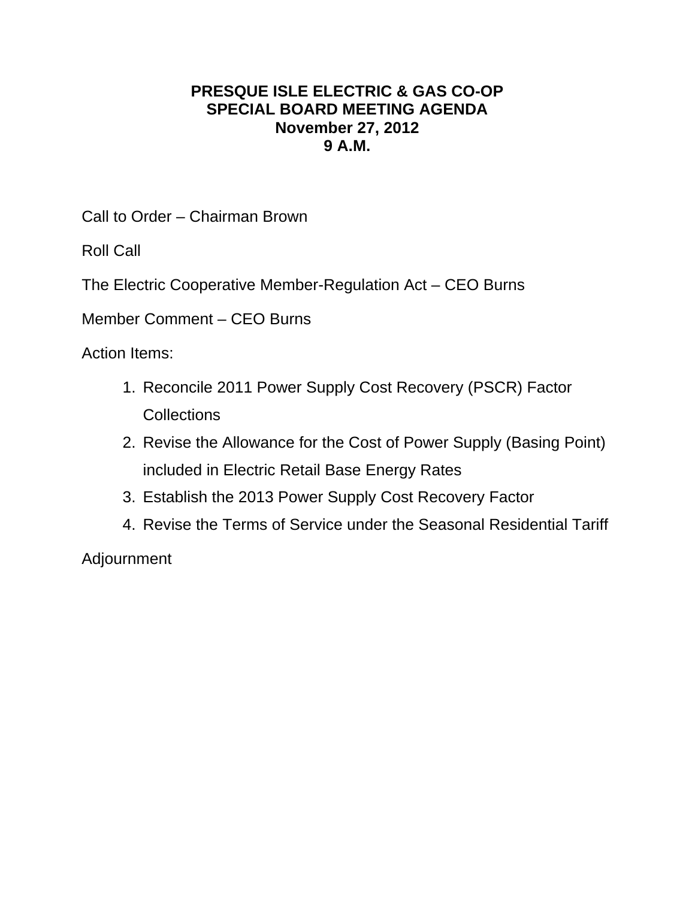# PRESQUE ISLE ELECTRIC & GAS CO-OP
# SPECIAL BOARD MEETING AGENDA
# November 27, 2012
# 9 A.M.

Call to Order – Chairman Brown

Roll Call

The Electric Cooperative Member-Regulation Act – CEO Burns

Member Comment – CEO Burns

Action Items:

1. Reconcile 2011 Power Supply Cost Recovery (PSCR) Factor Collections
2. Revise the Allowance for the Cost of Power Supply (Basing Point) included in Electric Retail Base Energy Rates
3. Establish the 2013 Power Supply Cost Recovery Factor
4. Revise the Terms of Service under the Seasonal Residential Tariff

Adjournment